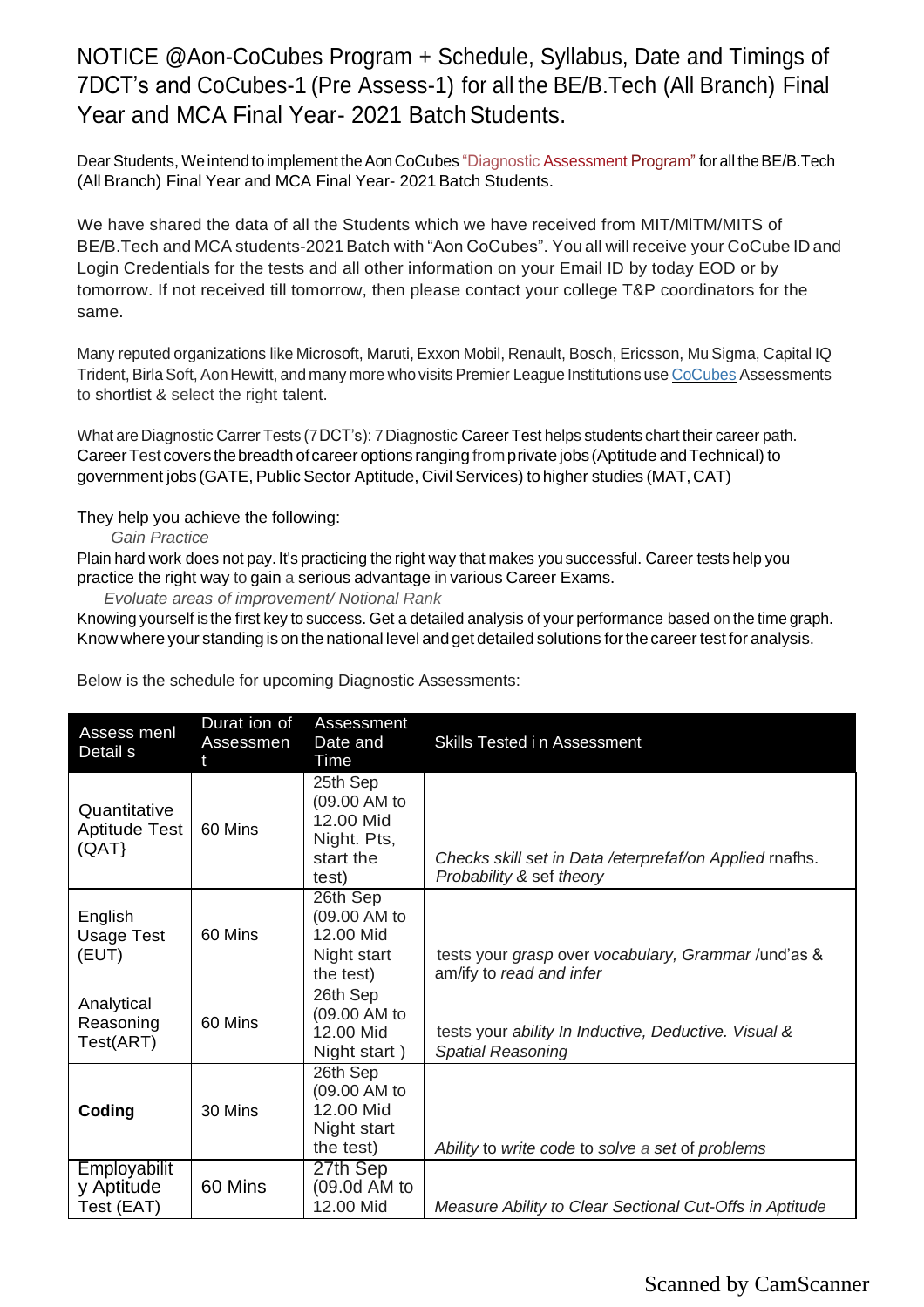# NOTICE @Aon-CoCubes Program + Schedule, Syllabus, Date and Timings of 7DCT's and CoCubes-1 (Pre Assess-1) for all the BE/B.Tech (All Branch) Final Year and MCA Final Year- 2021 Batch Students.

Dear Students, We intend to implement the Aon CoCubes "Diagnostic Assessment Program" for all the BE/B.Tech (All Branch) Final Year and MCA Final Year- 2021 Batch Students.

We have shared the data of all the Students which we have received from MIT/MITM/MITS of BE/B.Tech and MCA students-2021 Batch with "Aon CoCubes". You all will receive your CoCube ID and Login Credentials for the tests and all other information on your Email ID by today EOD or by tomorrow. If not received till tomorrow, then please contact your college T&P coordinators for the same.

Many reputed organizations like Microsoft, Maruti, Exxon Mobil, Renault, Bosch, Ericsson, Mu Sigma, Capital IQ Trident, Birla Soft, Aon Hewitt, and many more who visits Premier League Institutions use CoCubes Assessments to shortlist & select the right talent.

What are Diagnostic Carrer Tests (7DCT's): 7 Diagnostic Career Test helps students chart their career path. Career Test covers the breadth of career options ranging from private jobs (Aptitude and Technical) to government jobs (GATE, Public Sector Aptitude, Civil Services) to higher studies (MAT, CAT)

They help you achieve the following:

*Gain Practice*

Plain hard work does not pay. It's practicing the right way that makes you successful. Career tests help you practice the right way to gain a serious advantage in various Career Exams.

*Evoluate areas of improvement/ Notional Rank*

Knowing yourself is the first key to success. Get a detailed analysis of your performance based on the time graph. Know where your standing is on the national level and get detailed solutions for the career test for analysis.

Below is the schedule for upcoming Diagnostic Assessments:

| Assess menl Detail s | Durat ion of Assessmen t | Assessment Date and Time | Skills Tested i n Assessment |
|---|---|---|---|
| Quantitative Aptitude Test (QAT} | 60 Mins | 25th Sep (09.00 AM to 12.00 Mid Night. Pts, start the test) | *Checks skill set in Data /eterprefaf/on Applied* rnafhs. *Probability & sef theory* |
| English Usage Test (EUT) | 60 Mins | 26th Sep (09.00 AM to 12.00 Mid Night start the test) | tests your *grasp* over *vocabulary, Grammar* /und'as & am/ify to *read and infer* |
| Analytical Reasoning Test(ART) | 60 Mins | 26th Sep (09.00 AM to 12.00 Mid Night start ) | tests your *ability In Inductive, Deductive. Visual & Spatial Reasoning* |
| **Coding** | 30 Mins | 26th Sep (09.00 AM to 12.00 Mid Night start the test) | *Ability* to *write code* to *solve* a *set* of *problems* |
| Employability Aptitude Test (EAT) | 60 Mins | 27th Sep (09.0d AM to 12.00 Mid | *Measure Ability to Clear Sectional Cut-Offs in Aptitude* |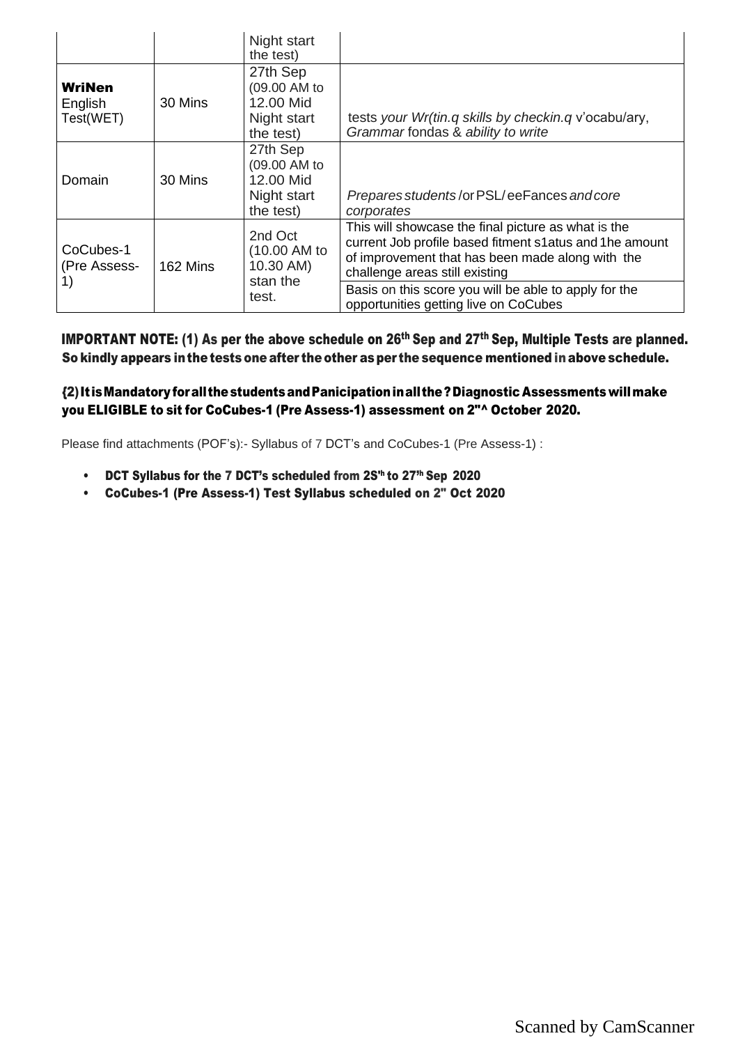| | | Night start the test) | |
|---|---|---|---|
| **WriNen** English Test(WET) | 30 Mins | 27th Sep (09.00 AM to 12.00 Mid Night start the test) | tests *your Wr(tin.q skills by checkin.q* v'ocabu/ary, *Grammar* fondas & *ability to write* |
| Domain | 30 Mins | 27th Sep (09.00 AM to 12.00 Mid Night start the test) | *Prepares students* /or PSL/ eeFances *and core corporates* |
| CoCubes-1 (Pre Assess-1) | 162 Mins | 2nd Oct (10.00 AM to 10.30 AM) stan the test. | This will showcase the final picture as what is the current Job profile based fitment s1atus and 1he amount of improvement that has been made along with the challenge areas still existing |
| | | | Basis on this score you will be able to apply for the opportunities getting live on CoCubes |

**IMPORTANT NOTE: (1) As per the above schedule on 26th Sep and 27th Sep, Multiple Tests are planned. So kindly appears in the tests one after the other as per the sequence mentioned in above schedule.**

**{2) It is Mandatory for all the students and Panicipation in all the ? Diagnostic Assessments will make you ELIGIBLE to sit for CoCubes-1 (Pre Assess-1) assessment on 2"^ October 2020.**

Please find attachments (POF's):- Syllabus of 7 DCT's and CoCubes-1 (Pre Assess-1) :

- **DCT Syllabus for the 7 DCT's scheduled from 2S'h to 27th Sep 2020**
- **CoCubes-1 (Pre Assess-1) Test Syllabus scheduled on 2" Oct 2020**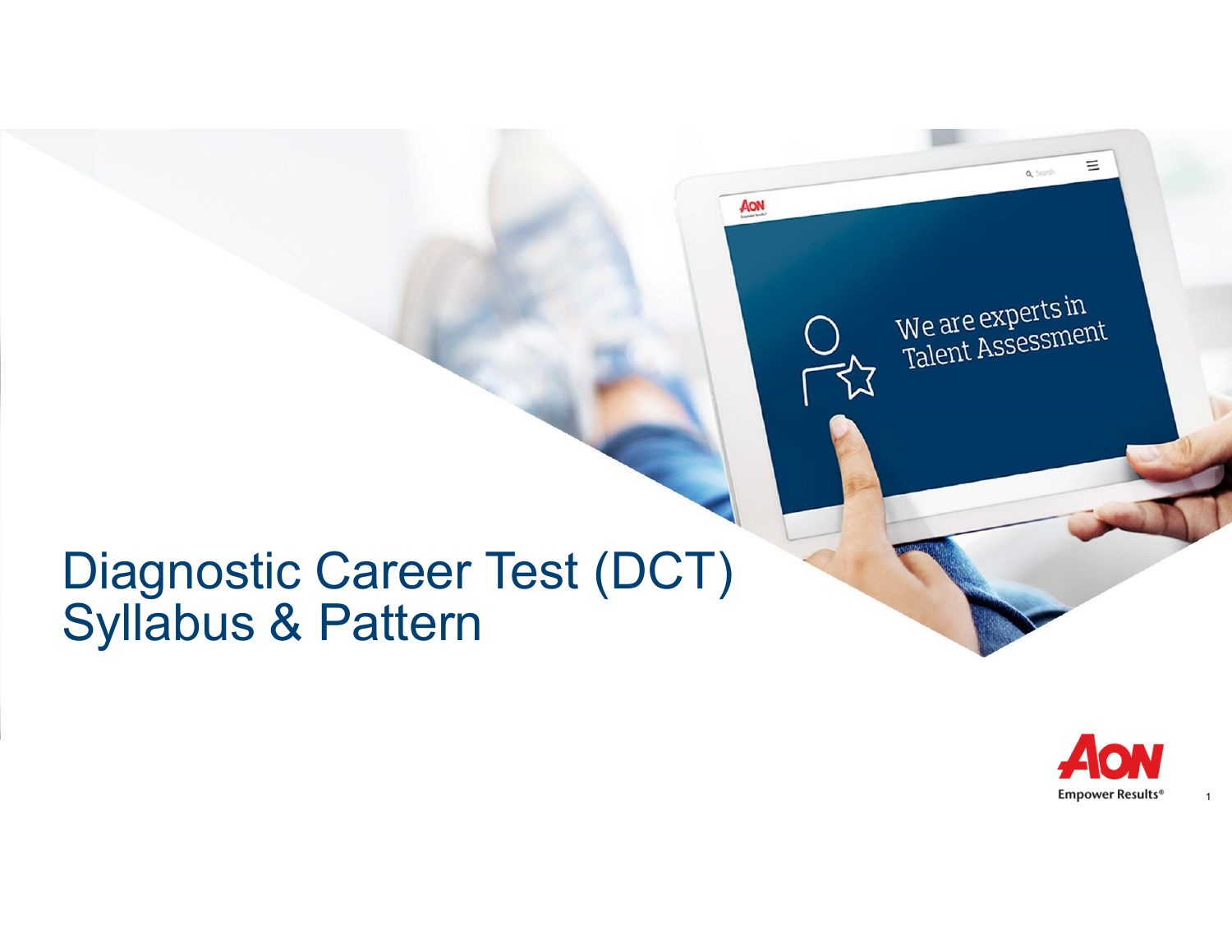# Diagnostic Career Test (DCT) Syllabus & Pattern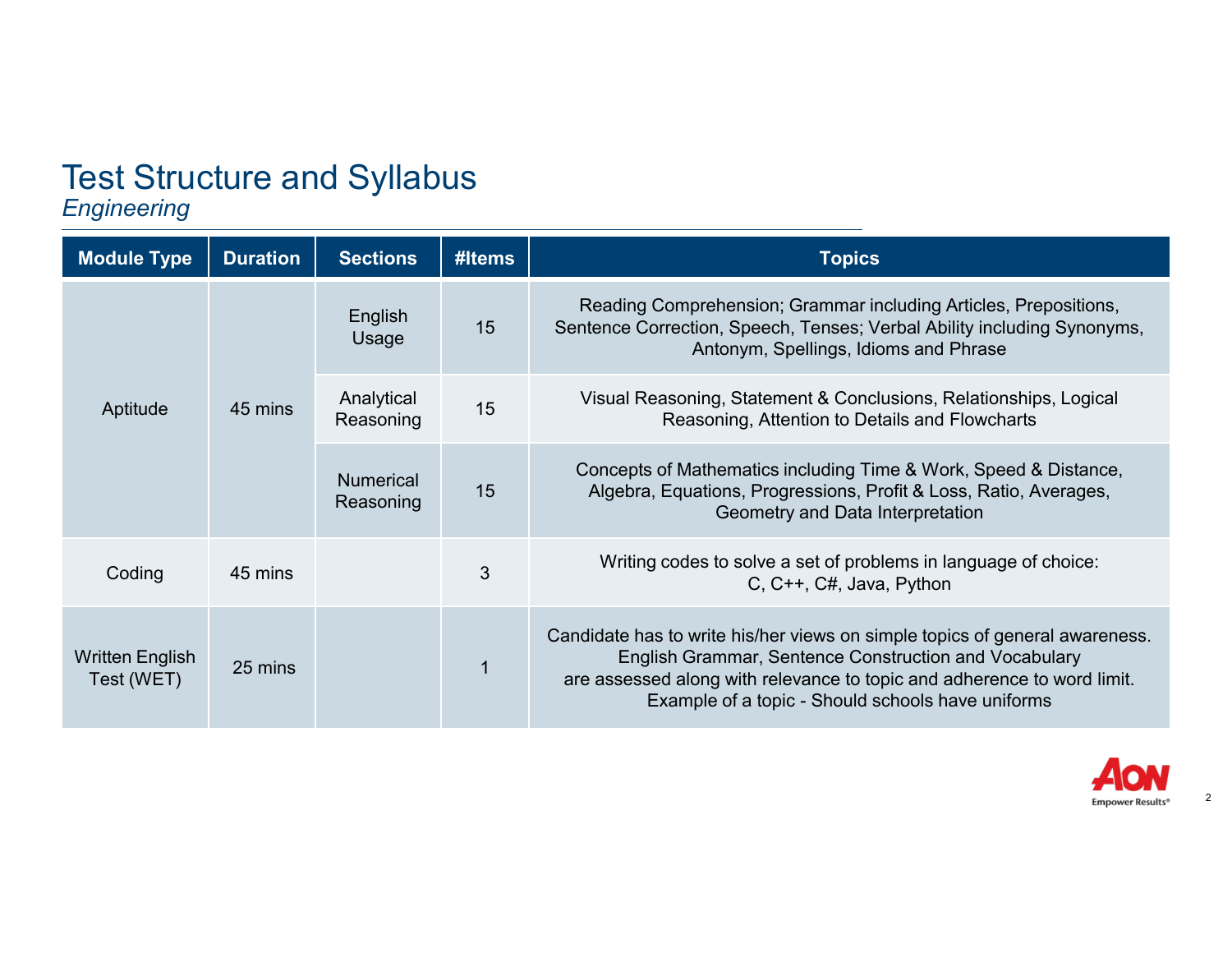# Test Structure and Syllabus

*Engineering*

| Module Type | Duration | Sections | #Items | Topics |
|---|---|---|---|---|
| Aptitude | 45 mins | English Usage | 15 | Reading Comprehension; Grammar including Articles, Prepositions, Sentence Correction, Speech, Tenses; Verbal Ability including Synonyms, Antonym, Spellings, Idioms and Phrase |
| | | Analytical Reasoning | 15 | Visual Reasoning, Statement & Conclusions, Relationships, Logical Reasoning, Attention to Details and Flowcharts |
| | | Numerical Reasoning | 15 | Concepts of Mathematics including Time & Work, Speed & Distance, Algebra, Equations, Progressions, Profit & Loss, Ratio, Averages, Geometry and Data Interpretation |
| Coding | 45 mins | | 3 | Writing codes to solve a set of problems in language of choice: C, C++, C#, Java, Python |
| Written English Test (WET) | 25 mins | | 1 | Candidate has to write his/her views on simple topics of general awareness. English Grammar, Sentence Construction and Vocabulary are assessed along with relevance to topic and adherence to word limit. Example of a topic - Should schools have uniforms |

AON Empower Results®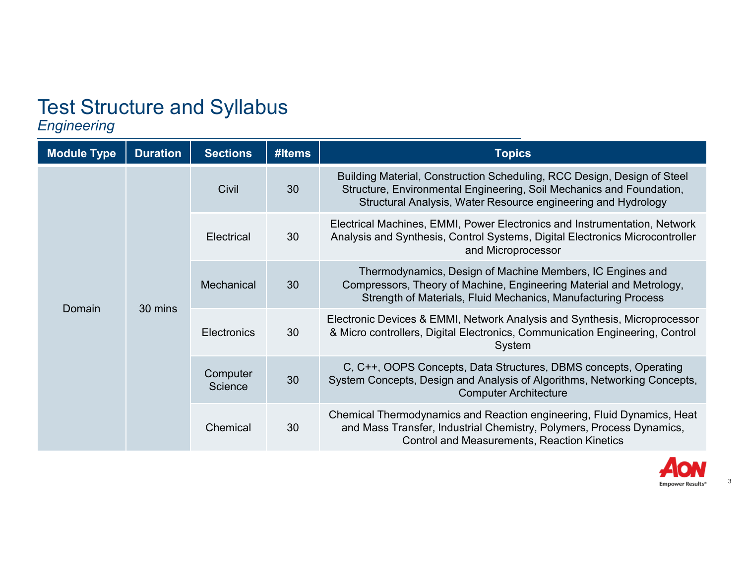# Test Structure and Syllabus

*Engineering*

| Module Type | Duration | Sections | #Items | Topics |
|---|---|---|---|---|
| Domain | 30 mins | Civil | 30 | Building Material, Construction Scheduling, RCC Design, Design of Steel Structure, Environmental Engineering, Soil Mechanics and Foundation, Structural Analysis, Water Resource engineering and Hydrology |
| | | Electrical | 30 | Electrical Machines, EMMI, Power Electronics and Instrumentation, Network Analysis and Synthesis, Control Systems, Digital Electronics Microcontroller and Microprocessor |
| | | Mechanical | 30 | Thermodynamics, Design of Machine Members, IC Engines and Compressors, Theory of Machine, Engineering Material and Metrology, Strength of Materials, Fluid Mechanics, Manufacturing Process |
| | | Electronics | 30 | Electronic Devices & EMMI, Network Analysis and Synthesis, Microprocessor & Micro controllers, Digital Electronics, Communication Engineering, Control System |
| | | Computer Science | 30 | C, C++, OOPS Concepts, Data Structures, DBMS concepts, Operating System Concepts, Design and Analysis of Algorithms, Networking Concepts, Computer Architecture |
| | | Chemical | 30 | Chemical Thermodynamics and Reaction engineering, Fluid Dynamics, Heat and Mass Transfer, Industrial Chemistry, Polymers, Process Dynamics, Control and Measurements, Reaction Kinetics |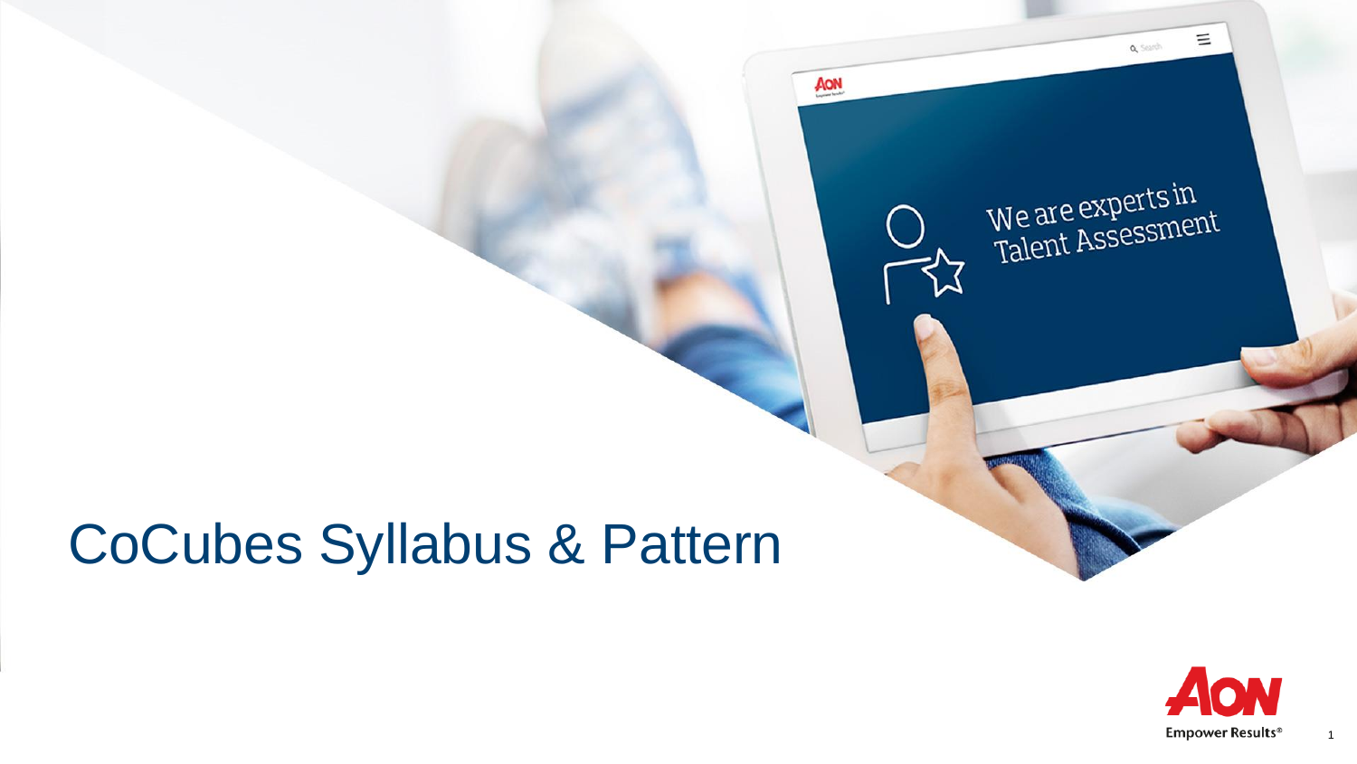# CoCubes Syllabus & Pattern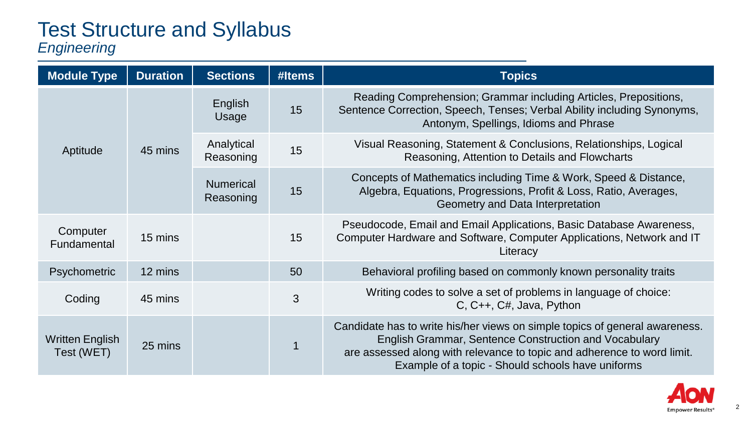# Test Structure and Syllabus

*Engineering*

| Module Type | Duration | Sections | #Items | Topics |
|---|---|---|---|---|
| Aptitude | 45 mins | English Usage | 15 | Reading Comprehension; Grammar including Articles, Prepositions, Sentence Correction, Speech, Tenses; Verbal Ability including Synonyms, Antonym, Spellings, Idioms and Phrase |
| | | Analytical Reasoning | 15 | Visual Reasoning, Statement & Conclusions, Relationships, Logical Reasoning, Attention to Details and Flowcharts |
| | | Numerical Reasoning | 15 | Concepts of Mathematics including Time & Work, Speed & Distance, Algebra, Equations, Progressions, Profit & Loss, Ratio, Averages, Geometry and Data Interpretation |
| Computer Fundamental | 15 mins | | 15 | Pseudocode, Email and Email Applications, Basic Database Awareness, Computer Hardware and Software, Computer Applications, Network and IT Literacy |
| Psychometric | 12 mins | | 50 | Behavioral profiling based on commonly known personality traits |
| Coding | 45 mins | | 3 | Writing codes to solve a set of problems in language of choice: C, C++, C#, Java, Python |
| Written English Test (WET) | 25 mins | | 1 | Candidate has to write his/her views on simple topics of general awareness. English Grammar, Sentence Construction and Vocabulary are assessed along with relevance to topic and adherence to word limit. Example of a topic - Should schools have uniforms |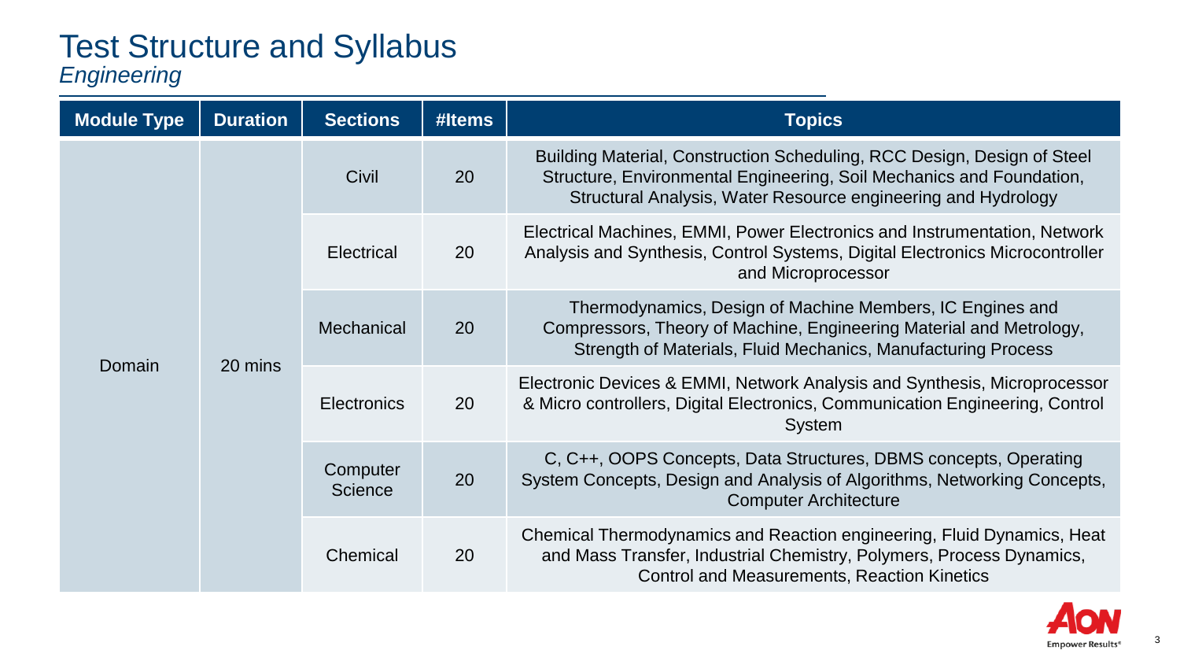# Test Structure and Syllabus

*Engineering*

| Module Type | Duration | Sections | #Items | Topics |
|---|---|---|---|---|
| Domain | 20 mins | Civil | 20 | Building Material, Construction Scheduling, RCC Design, Design of Steel Structure, Environmental Engineering, Soil Mechanics and Foundation, Structural Analysis, Water Resource engineering and Hydrology |
| | | Electrical | 20 | Electrical Machines, EMMI, Power Electronics and Instrumentation, Network Analysis and Synthesis, Control Systems, Digital Electronics Microcontroller and Microprocessor |
| | | Mechanical | 20 | Thermodynamics, Design of Machine Members, IC Engines and Compressors, Theory of Machine, Engineering Material and Metrology, Strength of Materials, Fluid Mechanics, Manufacturing Process |
| | | Electronics | 20 | Electronic Devices & EMMI, Network Analysis and Synthesis, Microprocessor & Micro controllers, Digital Electronics, Communication Engineering, Control System |
| | | Computer Science | 20 | C, C++, OOPS Concepts, Data Structures, DBMS concepts, Operating System Concepts, Design and Analysis of Algorithms, Networking Concepts, Computer Architecture |
| | | Chemical | 20 | Chemical Thermodynamics and Reaction engineering, Fluid Dynamics, Heat and Mass Transfer, Industrial Chemistry, Polymers, Process Dynamics, Control and Measurements, Reaction Kinetics |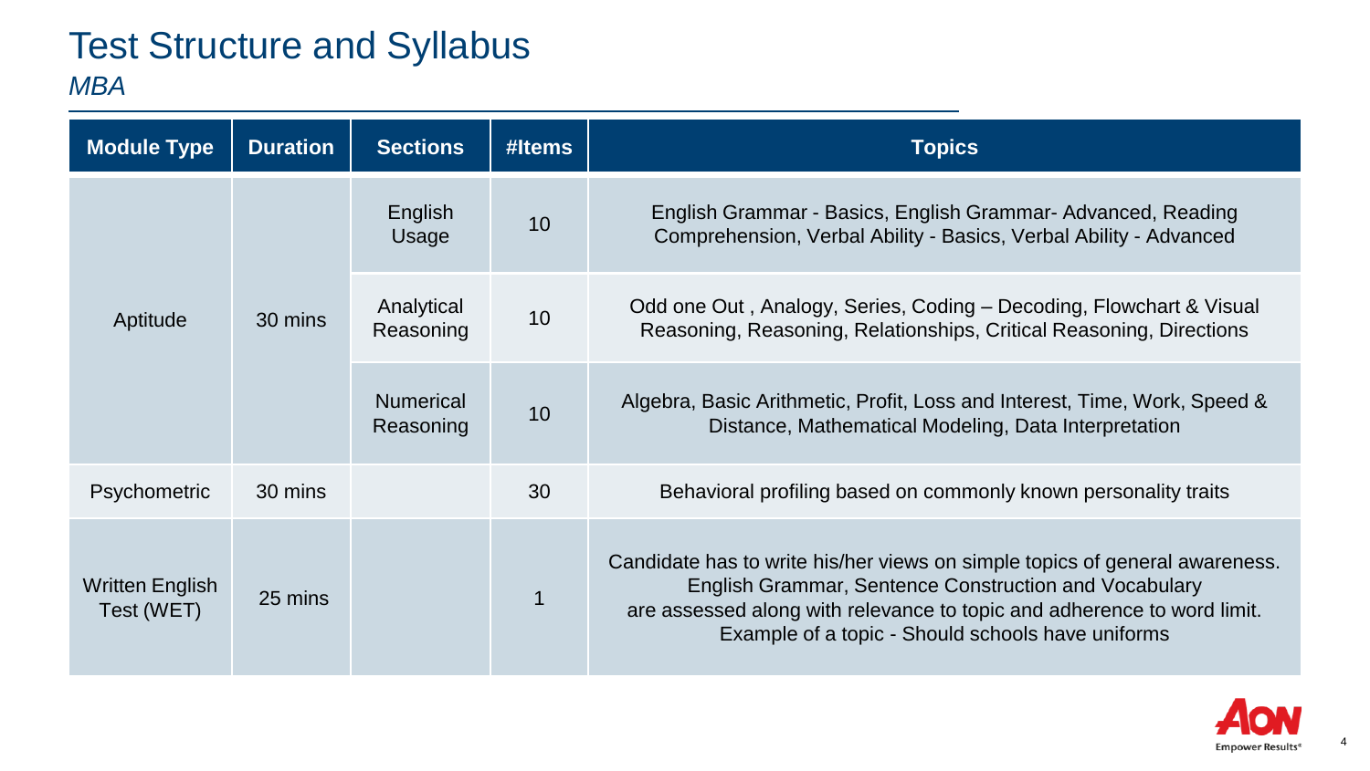# Test Structure and Syllabus

*MBA*

| Module Type | Duration | Sections | #Items | Topics |
|---|---|---|---|---|
| Aptitude | 30 mins | English Usage | 10 | English Grammar - Basics, English Grammar- Advanced, Reading Comprehension, Verbal Ability - Basics, Verbal Ability - Advanced |
| | | Analytical Reasoning | 10 | Odd one Out , Analogy, Series, Coding – Decoding, Flowchart & Visual Reasoning, Reasoning, Relationships, Critical Reasoning, Directions |
| | | Numerical Reasoning | 10 | Algebra, Basic Arithmetic, Profit, Loss and Interest, Time, Work, Speed & Distance, Mathematical Modeling, Data Interpretation |
| Psychometric | 30 mins | | 30 | Behavioral profiling based on commonly known personality traits |
| Written English Test (WET) | 25 mins | | 1 | Candidate has to write his/her views on simple topics of general awareness. English Grammar, Sentence Construction and Vocabulary are assessed along with relevance to topic and adherence to word limit. Example of a topic - Should schools have uniforms |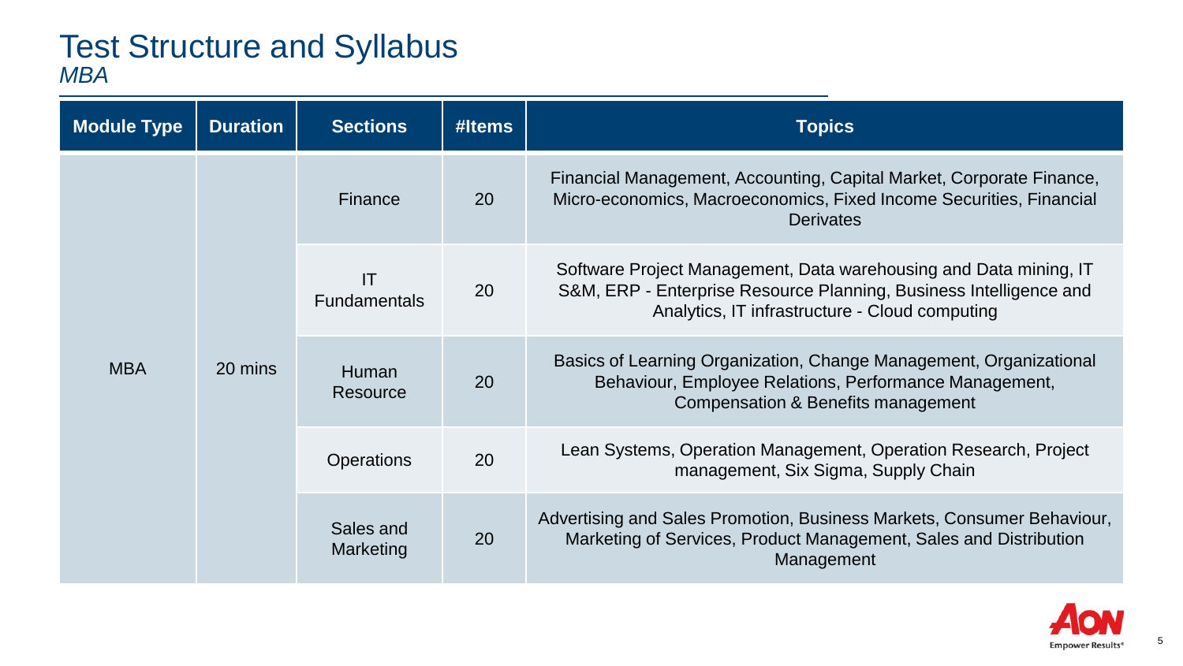# Test Structure and Syllabus

*MBA*

| Module Type | Duration | Sections | #Items | Topics |
|---|---|---|---|---|
| MBA | 20 mins | Finance | 20 | Financial Management, Accounting, Capital Market, Corporate Finance, Micro-economics, Macroeconomics, Fixed Income Securities, Financial Derivates |
| | | IT Fundamentals | 20 | Software Project Management, Data warehousing and Data mining, IT S&M, ERP - Enterprise Resource Planning, Business Intelligence and Analytics, IT infrastructure - Cloud computing |
| | | Human Resource | 20 | Basics of Learning Organization, Change Management, Organizational Behaviour, Employee Relations, Performance Management, Compensation & Benefits management |
| | | Operations | 20 | Lean Systems, Operation Management, Operation Research, Project management, Six Sigma, Supply Chain |
| | | Sales and Marketing | 20 | Advertising and Sales Promotion, Business Markets, Consumer Behaviour, Marketing of Services, Product Management, Sales and Distribution Management |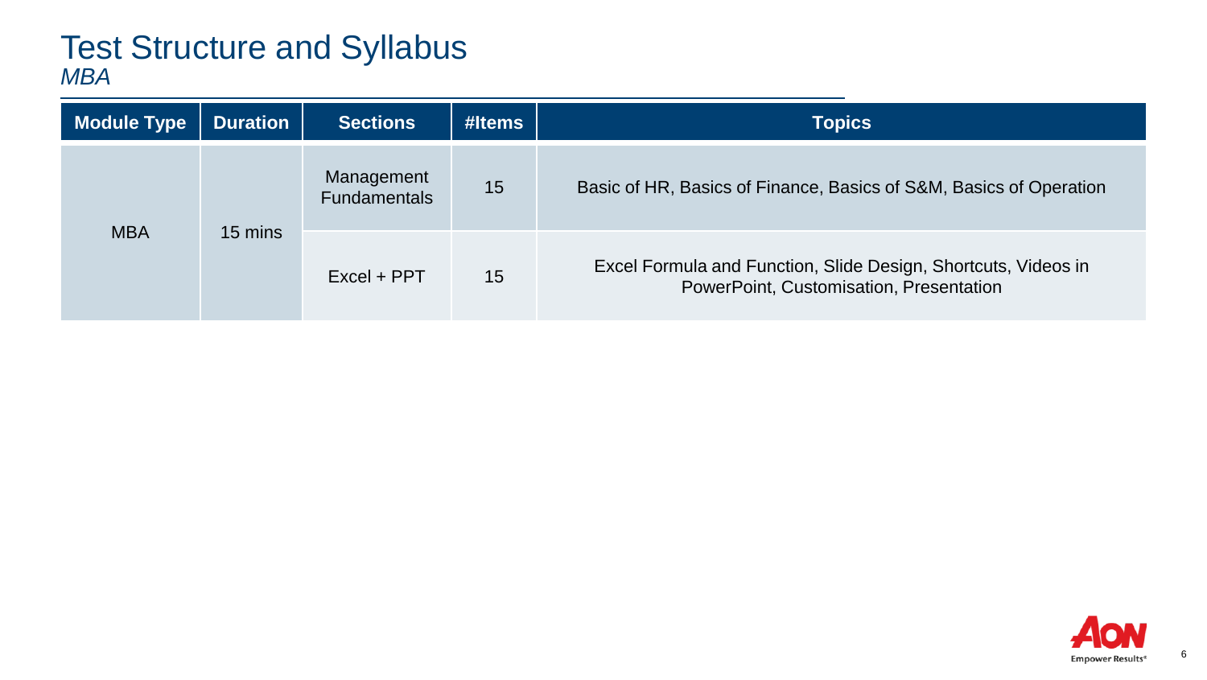# Test Structure and Syllabus

*MBA*

| Module Type | Duration | Sections | #Items | Topics |
|---|---|---|---|---|
| MBA | 15 mins | Management Fundamentals | 15 | Basic of HR, Basics of Finance, Basics of S&M, Basics of Operation |
| | | Excel + PPT | 15 | Excel Formula and Function, Slide Design, Shortcuts, Videos in PowerPoint, Customisation, Presentation |